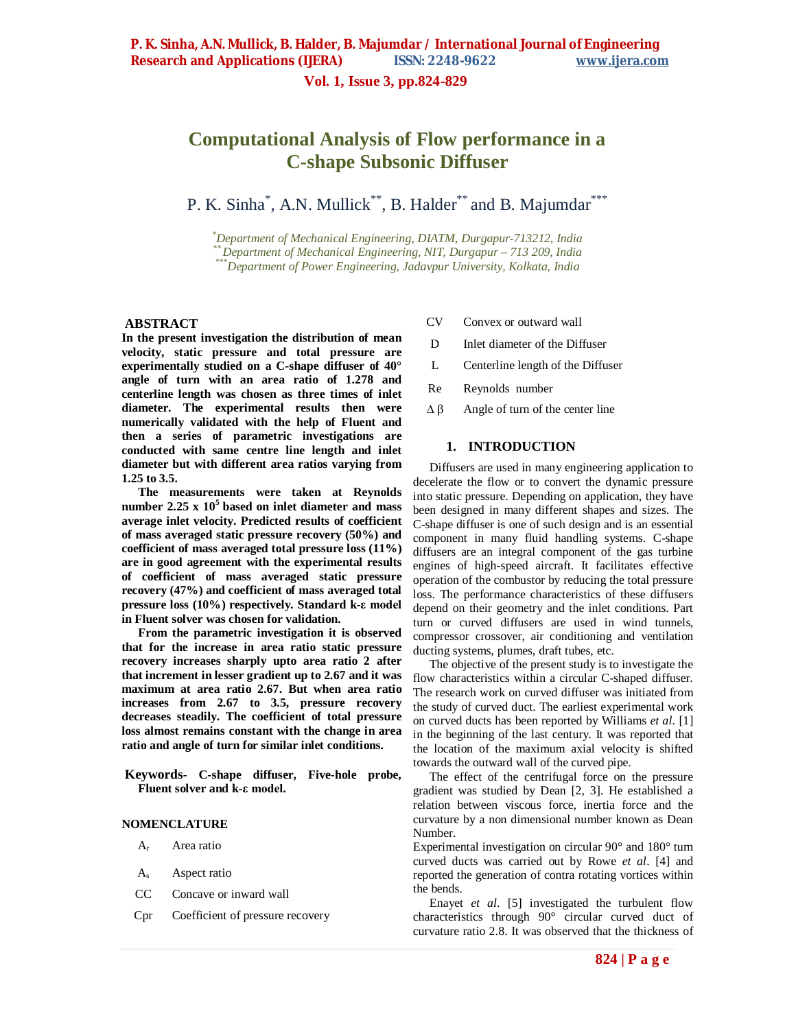# Computational Analysis of Flow performance in a C-shape Subsonic Diffuser

P. K. Sinha[*], A.N. Mullick[**], B. Halder[**] and B. Majumdar[***]

[*]Department of Mechanical Engineering, DIATM, Durgapur-713212, India
[**]Department of Mechanical Engineering, NIT, Durgapur – 713 209, India
[***]Department of Power Engineering, Jadavpur University, Kolkata, India

## ABSTRACT

**In the present investigation the distribution of mean velocity, static pressure and total pressure are experimentally studied on a C-shape diffuser of 40° angle of turn with an area ratio of 1.278 and centerline length was chosen as three times of inlet diameter. The experimental results then were numerically validated with the help of Fluent and then a series of parametric investigations are conducted with same centre line length and inlet diameter but with different area ratios varying from 1.25 to 3.5.**

**The measurements were taken at Reynolds number 2.25 x $10^5$ based on inlet diameter and mass average inlet velocity. Predicted results of coefficient of mass averaged static pressure recovery (50%) and coefficient of mass averaged total pressure loss (11%) are in good agreement with the experimental results of coefficient of mass averaged static pressure recovery (47%) and coefficient of mass averaged total pressure loss (10%) respectively. Standard k-ε model in Fluent solver was chosen for validation.**

**From the parametric investigation it is observed that for the increase in area ratio static pressure recovery increases sharply upto area ratio 2 after that increment in lesser gradient up to 2.67 and it was maximum at area ratio 2.67. But when area ratio increases from 2.67 to 3.5, pressure recovery decreases steadily. The coefficient of total pressure loss almost remains constant with the change in area ratio and angle of turn for similar inlet conditions.**

**Keywords- C-shape diffuser, Five-hole probe, Fluent solver and k-ε model.**

## NOMENCLATURE

| | |
|---|---|
| $A_r$ | Area ratio |
| $A_s$ | Aspect ratio |
| CC | Concave or inward wall |
| Cpr | Coefficient of pressure recovery |
| CV | Convex or outward wall |
| D | Inlet diameter of the Diffuser |
| L | Centerline length of the Diffuser |
| Re | Reynolds number |
| $\Delta\beta$ | Angle of turn of the center line |

## 1. INTRODUCTION

Diffusers are used in many engineering application to decelerate the flow or to convert the dynamic pressure into static pressure. Depending on application, they have been designed in many different shapes and sizes. The C-shape diffuser is one of such design and is an essential component in many fluid handling systems. C-shape diffusers are an integral component of the gas turbine engines of high-speed aircraft. It facilitates effective operation of the combustor by reducing the total pressure loss. The performance characteristics of these diffusers depend on their geometry and the inlet conditions. Part turn or curved diffusers are used in wind tunnels, compressor crossover, air conditioning and ventilation ducting systems, plumes, draft tubes, etc.

The objective of the present study is to investigate the flow characteristics within a circular C-shaped diffuser. The research work on curved diffuser was initiated from the study of curved duct. The earliest experimental work on curved ducts has been reported by Williams *et al*. [1] in the beginning of the last century. It was reported that the location of the maximum axial velocity is shifted towards the outward wall of the curved pipe.

The effect of the centrifugal force on the pressure gradient was studied by Dean [2, 3]. He established a relation between viscous force, inertia force and the curvature by a non dimensional number known as Dean Number.

Experimental investigation on circular 90° and 180° turn curved ducts was carried out by Rowe *et al*. [4] and reported the generation of contra rotating vortices within the bends.

Enayet *et al*. [5] investigated the turbulent flow characteristics through 90° circular curved duct of curvature ratio 2.8. It was observed that the thickness of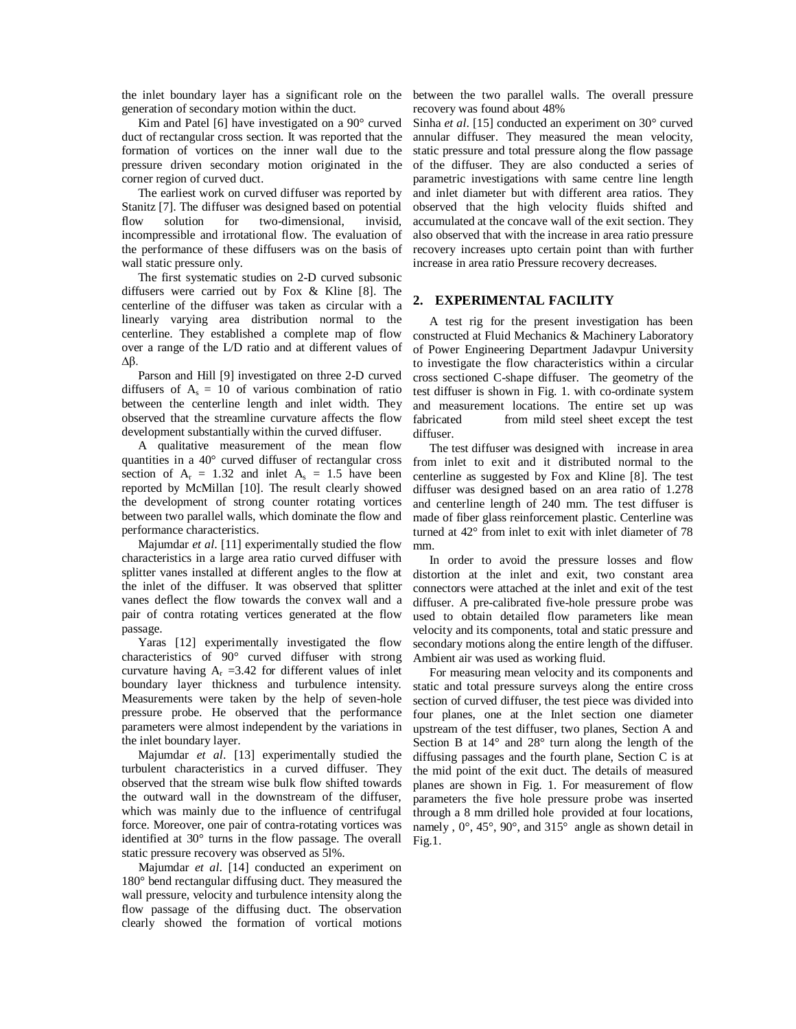the inlet boundary layer has a significant role on the generation of secondary motion within the duct.

Kim and Patel [6] have investigated on a 90° curved duct of rectangular cross section. It was reported that the formation of vortices on the inner wall due to the pressure driven secondary motion originated in the corner region of curved duct.

The earliest work on curved diffuser was reported by Stanitz [7]. The diffuser was designed based on potential flow solution for two-dimensional, invisid, incompressible and irrotational flow. The evaluation of the performance of these diffusers was on the basis of wall static pressure only.

The first systematic studies on 2-D curved subsonic diffusers were carried out by Fox & Kline [8]. The centerline of the diffuser was taken as circular with a linearly varying area distribution normal to the centerline. They established a complete map of flow over a range of the L/D ratio and at different values of $\Delta\beta$.

Parson and Hill [9] investigated on three 2-D curved diffusers of $A_s$ = 10 of various combination of ratio between the centerline length and inlet width. They observed that the streamline curvature affects the flow development substantially within the curved diffuser.

A qualitative measurement of the mean flow quantities in a 40° curved diffuser of rectangular cross section of $A_r$ = 1.32 and inlet $A_s$ = 1.5 have been reported by McMillan [10]. The result clearly showed the development of strong counter rotating vortices between two parallel walls, which dominate the flow and performance characteristics.

Majumdar *et al*. [11] experimentally studied the flow characteristics in a large area ratio curved diffuser with splitter vanes installed at different angles to the flow at the inlet of the diffuser. It was observed that splitter vanes deflect the flow towards the convex wall and a pair of contra rotating vertices generated at the flow passage.

Yaras [12] experimentally investigated the flow characteristics of 90° curved diffuser with strong curvature having $A_r$ =3.42 for different values of inlet boundary layer thickness and turbulence intensity. Measurements were taken by the help of seven-hole pressure probe. He observed that the performance parameters were almost independent by the variations in the inlet boundary layer.

Majumdar *et al*. [13] experimentally studied the turbulent characteristics in a curved diffuser. They observed that the stream wise bulk flow shifted towards the outward wall in the downstream of the diffuser, which was mainly due to the influence of centrifugal force. Moreover, one pair of contra-rotating vortices was identified at 30° turns in the flow passage. The overall static pressure recovery was observed as 5l%.

Majumdar *et al*. [14] conducted an experiment on 180° bend rectangular diffusing duct. They measured the wall pressure, velocity and turbulence intensity along the flow passage of the diffusing duct. The observation clearly showed the formation of vortical motions between the two parallel walls. The overall pressure recovery was found about 48%

Sinha *et al*. [15] conducted an experiment on 30° curved annular diffuser. They measured the mean velocity, static pressure and total pressure along the flow passage of the diffuser. They are also conducted a series of parametric investigations with same centre line length and inlet diameter but with different area ratios. They observed that the high velocity fluids shifted and accumulated at the concave wall of the exit section. They also observed that with the increase in area ratio pressure recovery increases upto certain point than with further increase in area ratio Pressure recovery decreases.

## 2. EXPERIMENTAL FACILITY

A test rig for the present investigation has been constructed at Fluid Mechanics & Machinery Laboratory of Power Engineering Department Jadavpur University to investigate the flow characteristics within a circular cross sectioned C-shape diffuser. The geometry of the test diffuser is shown in Fig. 1. with co-ordinate system and measurement locations. The entire set up was fabricated from mild steel sheet except the test diffuser.

The test diffuser was designed with increase in area from inlet to exit and it distributed normal to the centerline as suggested by Fox and Kline [8]. The test diffuser was designed based on an area ratio of 1.278 and centerline length of 240 mm. The test diffuser is made of fiber glass reinforcement plastic. Centerline was turned at 42° from inlet to exit with inlet diameter of 78 mm.

In order to avoid the pressure losses and flow distortion at the inlet and exit, two constant area connectors were attached at the inlet and exit of the test diffuser. A pre-calibrated five-hole pressure probe was used to obtain detailed flow parameters like mean velocity and its components, total and static pressure and secondary motions along the entire length of the diffuser. Ambient air was used as working fluid.

For measuring mean velocity and its components and static and total pressure surveys along the entire cross section of curved diffuser, the test piece was divided into four planes, one at the Inlet section one diameter upstream of the test diffuser, two planes, Section A and Section B at 14° and 28° turn along the length of the diffusing passages and the fourth plane, Section C is at the mid point of the exit duct. The details of measured planes are shown in Fig. 1. For measurement of flow parameters the five hole pressure probe was inserted through a 8 mm drilled hole provided at four locations, namely , 0°, 45°, 90°, and 315° angle as shown detail in Fig.1.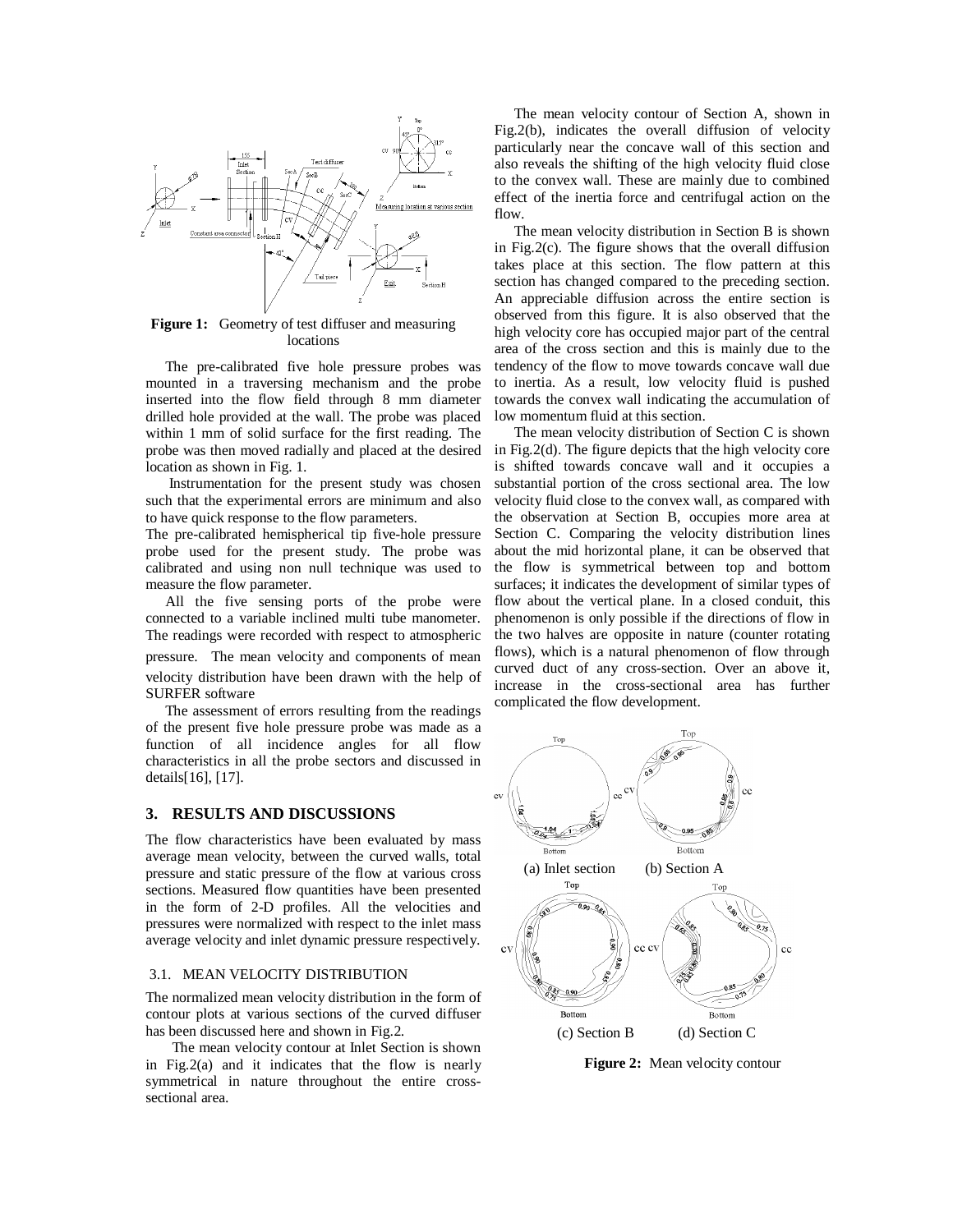**Figure 1:** Geometry of test diffuser and measuring locations

The pre-calibrated five hole pressure probes was mounted in a traversing mechanism and the probe inserted into the flow field through 8 mm diameter drilled hole provided at the wall. The probe was placed within 1 mm of solid surface for the first reading. The probe was then moved radially and placed at the desired location as shown in Fig. 1.

Instrumentation for the present study was chosen such that the experimental errors are minimum and also to have quick response to the flow parameters.

The pre-calibrated hemispherical tip five-hole pressure probe used for the present study. The probe was calibrated and using non null technique was used to measure the flow parameter.

All the five sensing ports of the probe were connected to a variable inclined multi tube manometer. The readings were recorded with respect to atmospheric pressure. The mean velocity and components of mean velocity distribution have been drawn with the help of SURFER software

The assessment of errors resulting from the readings of the present five hole pressure probe was made as a function of all incidence angles for all flow characteristics in all the probe sectors and discussed in details[16], [17].

## 3. RESULTS AND DISCUSSIONS

The flow characteristics have been evaluated by mass average mean velocity, between the curved walls, total pressure and static pressure of the flow at various cross sections. Measured flow quantities have been presented in the form of 2-D profiles. All the velocities and pressures were normalized with respect to the inlet mass average velocity and inlet dynamic pressure respectively.

### 3.1. MEAN VELOCITY DISTRIBUTION

The normalized mean velocity distribution in the form of contour plots at various sections of the curved diffuser has been discussed here and shown in Fig.2.

The mean velocity contour at Inlet Section is shown in Fig.2(a) and it indicates that the flow is nearly symmetrical in nature throughout the entire cross-sectional area.

The mean velocity contour of Section A, shown in Fig.2(b), indicates the overall diffusion of velocity particularly near the concave wall of this section and also reveals the shifting of the high velocity fluid close to the convex wall. These are mainly due to combined effect of the inertia force and centrifugal action on the flow.

The mean velocity distribution in Section B is shown in Fig.2(c). The figure shows that the overall diffusion takes place at this section. The flow pattern at this section has changed compared to the preceding section. An appreciable diffusion across the entire section is observed from this figure. It is also observed that the high velocity core has occupied major part of the central area of the cross section and this is mainly due to the tendency of the flow to move towards concave wall due to inertia. As a result, low velocity fluid is pushed towards the convex wall indicating the accumulation of low momentum fluid at this section.

The mean velocity distribution of Section C is shown in Fig.2(d). The figure depicts that the high velocity core is shifted towards concave wall and it occupies a substantial portion of the cross sectional area. The low velocity fluid close to the convex wall, as compared with the observation at Section B, occupies more area at Section C. Comparing the velocity distribution lines about the mid horizontal plane, it can be observed that the flow is symmetrical between top and bottom surfaces; it indicates the development of similar types of flow about the vertical plane. In a closed conduit, this phenomenon is only possible if the directions of flow in the two halves are opposite in nature (counter rotating flows), which is a natural phenomenon of flow through curved duct of any cross-section. Over an above it, increase in the cross-sectional area has further complicated the flow development.

(a) Inlet section (b) Section A

(c) Section B (d) Section C

**Figure 2:** Mean velocity contour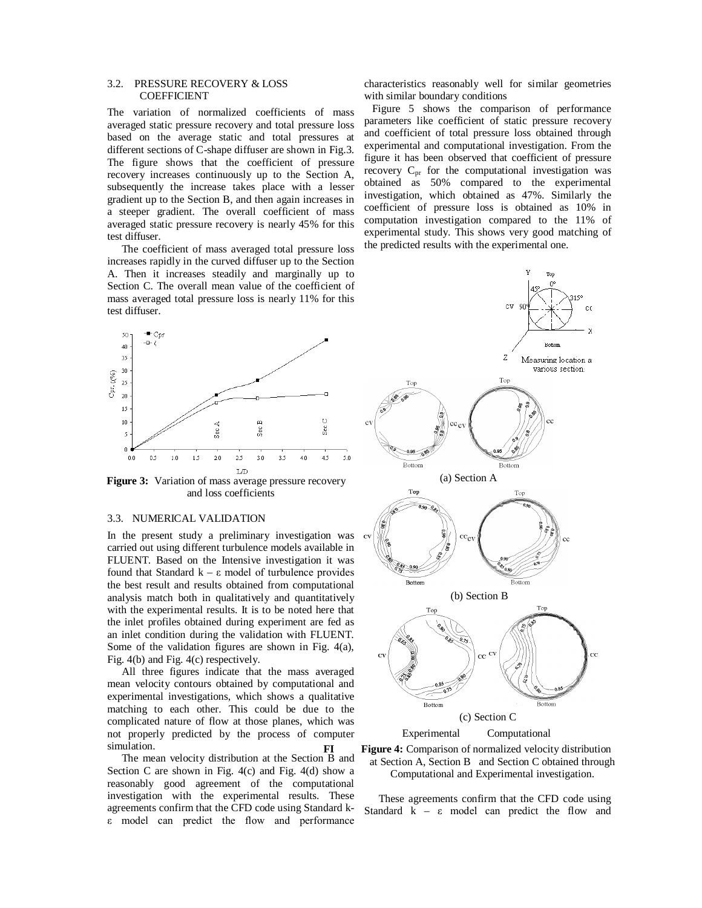### 3.2. PRESSURE RECOVERY & LOSS COEFFICIENT

The variation of normalized coefficients of mass averaged static pressure recovery and total pressure loss based on the average static and total pressures at different sections of C-shape diffuser are shown in Fig.3. The figure shows that the coefficient of pressure recovery increases continuously up to the Section A, subsequently the increase takes place with a lesser gradient up to the Section B, and then again increases in a steeper gradient. The overall coefficient of mass averaged static pressure recovery is nearly 45% for this test diffuser.

The coefficient of mass averaged total pressure loss increases rapidly in the curved diffuser up to the Section A. Then it increases steadily and marginally up to Section C. The overall mean value of the coefficient of mass averaged total pressure loss is nearly 11% for this test diffuser.

**Figure 3:** Variation of mass average pressure recovery and loss coefficients

### 3.3. NUMERICAL VALIDATION

In the present study a preliminary investigation was carried out using different turbulence models available in FLUENT. Based on the Intensive investigation it was found that Standard $k - \varepsilon$ model of turbulence provides the best result and results obtained from computational analysis match both in qualitatively and quantitatively with the experimental results. It is to be noted here that the inlet profiles obtained during experiment are fed as an inlet condition during the validation with FLUENT. Some of the validation figures are shown in Fig. 4(a), Fig. 4(b) and Fig. 4(c) respectively.

All three figures indicate that the mass averaged mean velocity contours obtained by computational and experimental investigations, which shows a qualitative matching to each other. This could be due to the complicated nature of flow at those planes, which was not properly predicted by the process of computer simulation.

The mean velocity distribution at the Section B and Section C are shown in Fig. 4(c) and Fig. 4(d) show a reasonably good agreement of the computational investigation with the experimental results. These agreements confirm that the CFD code using Standard $k$-$\varepsilon$ model can predict the flow and performance characteristics reasonably well for similar geometries with similar boundary conditions

Figure 5 shows the comparison of performance parameters like coefficient of static pressure recovery and coefficient of total pressure loss obtained through experimental and computational investigation. From the figure it has been observed that coefficient of pressure recovery $C_{pr}$ for the computational investigation was obtained as 50% compared to the experimental investigation, which obtained as 47%. Similarly the coefficient of pressure loss is obtained as 10% in computation investigation compared to the 11% of experimental study. This shows very good matching of the predicted results with the experimental one.

(a) Section A

(b) Section B

(c) Section C

Experimental Computational

**Figure 4:** Comparison of normalized velocity distribution at Section A, Section B and Section C obtained through Computational and Experimental investigation.

These agreements confirm that the CFD code using Standard $k - \varepsilon$ model can predict the flow and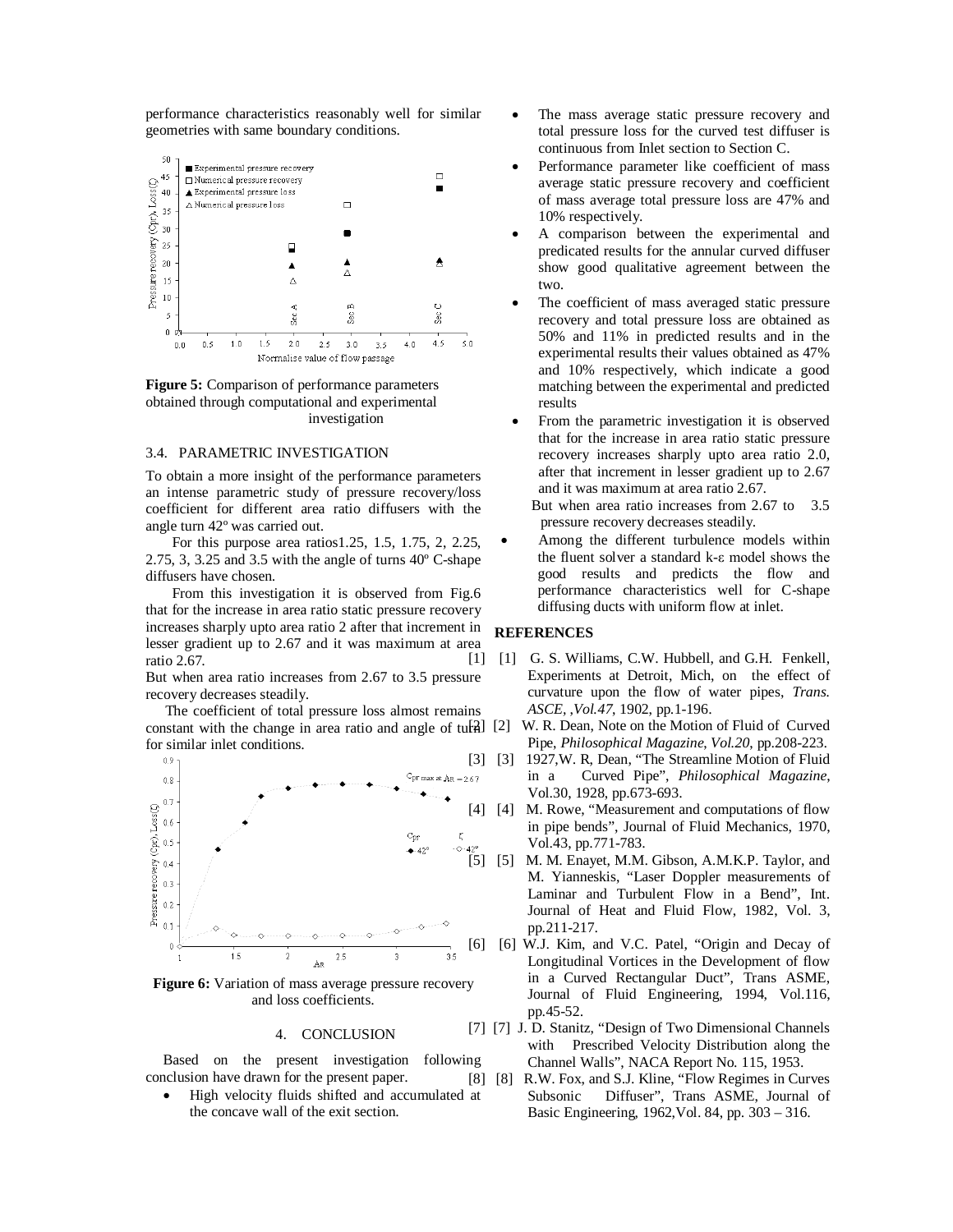performance characteristics reasonably well for similar geometries with same boundary conditions.

**Figure 5:** Comparison of performance parameters obtained through computational and experimental investigation

### 3.4. PARAMETRIC INVESTIGATION

To obtain a more insight of the performance parameters an intense parametric study of pressure recovery/loss coefficient for different area ratio diffusers with the angle turn 42º was carried out.

For this purpose area ratios1.25, 1.5, 1.75, 2, 2.25, 2.75, 3, 3.25 and 3.5 with the angle of turns 40º C-shape diffusers have chosen.

From this investigation it is observed from Fig.6 that for the increase in area ratio static pressure recovery increases sharply upto area ratio 2 after that increment in lesser gradient up to 2.67 and it was maximum at area ratio 2.67.

But when area ratio increases from 2.67 to 3.5 pressure recovery decreases steadily.

The coefficient of total pressure loss almost remains constant with the change in area ratio and angle of turn for similar inlet conditions.

**Figure 6:** Variation of mass average pressure recovery and loss coefficients.

## 4. CONCLUSION

Based on the present investigation following conclusion have drawn for the present paper.

- High velocity fluids shifted and accumulated at the concave wall of the exit section.
- The mass average static pressure recovery and total pressure loss for the curved test diffuser is continuous from Inlet section to Section C.
- Performance parameter like coefficient of mass average static pressure recovery and coefficient of mass average total pressure loss are 47% and 10% respectively.
- A comparison between the experimental and predicated results for the annular curved diffuser show good qualitative agreement between the two.
- The coefficient of mass averaged static pressure recovery and total pressure loss are obtained as 50% and 11% in predicted results and in the experimental results their values obtained as 47% and 10% respectively, which indicate a good matching between the experimental and predicted results
- From the parametric investigation it is observed that for the increase in area ratio static pressure recovery increases sharply upto area ratio 2.0, after that increment in lesser gradient up to 2.67 and it was maximum at area ratio 2.67.

  But when area ratio increases from 2.67 to 3.5 pressure recovery decreases steadily.
- Among the different turbulence models within the fluent solver a standard k-ε model shows the good results and predicts the flow and performance characteristics well for C-shape diffusing ducts with uniform flow at inlet.

## REFERENCES

[1] G. S. Williams, C.W. Hubbell, and G.H. Fenkell, Experiments at Detroit, Mich, on the effect of curvature upon the flow of water pipes, *Trans. ASCE*, *,Vol.47*, 1902, pp.1-196.

[2] W. R. Dean, Note on the Motion of Fluid of Curved Pipe, *Philosophical Magazine*, *Vol.20*, pp.208-223.

[3] 1927,W. R, Dean, "The Streamline Motion of Fluid in a Curved Pipe", *Philosophical Magazine*, Vol.30, 1928, pp.673-693.

[4] M. Rowe, "Measurement and computations of flow in pipe bends", Journal of Fluid Mechanics, 1970, Vol.43, pp.771-783.

[5] M. M. Enayet, M.M. Gibson, A.M.K.P. Taylor, and M. Yianneskis, "Laser Doppler measurements of Laminar and Turbulent Flow in a Bend", Int. Journal of Heat and Fluid Flow, 1982, Vol. 3, pp.211-217.

[6] W.J. Kim, and V.C. Patel, "Origin and Decay of Longitudinal Vortices in the Development of flow in a Curved Rectangular Duct", Trans ASME, Journal of Fluid Engineering, 1994, Vol.116, pp.45-52.

[7] J. D. Stanitz, "Design of Two Dimensional Channels with Prescribed Velocity Distribution along the Channel Walls", NACA Report No. 115, 1953.

[8] R.W. Fox, and S.J. Kline, "Flow Regimes in Curves Subsonic Diffuser", Trans ASME, Journal of Basic Engineering, 1962,Vol. 84, pp. 303 – 316.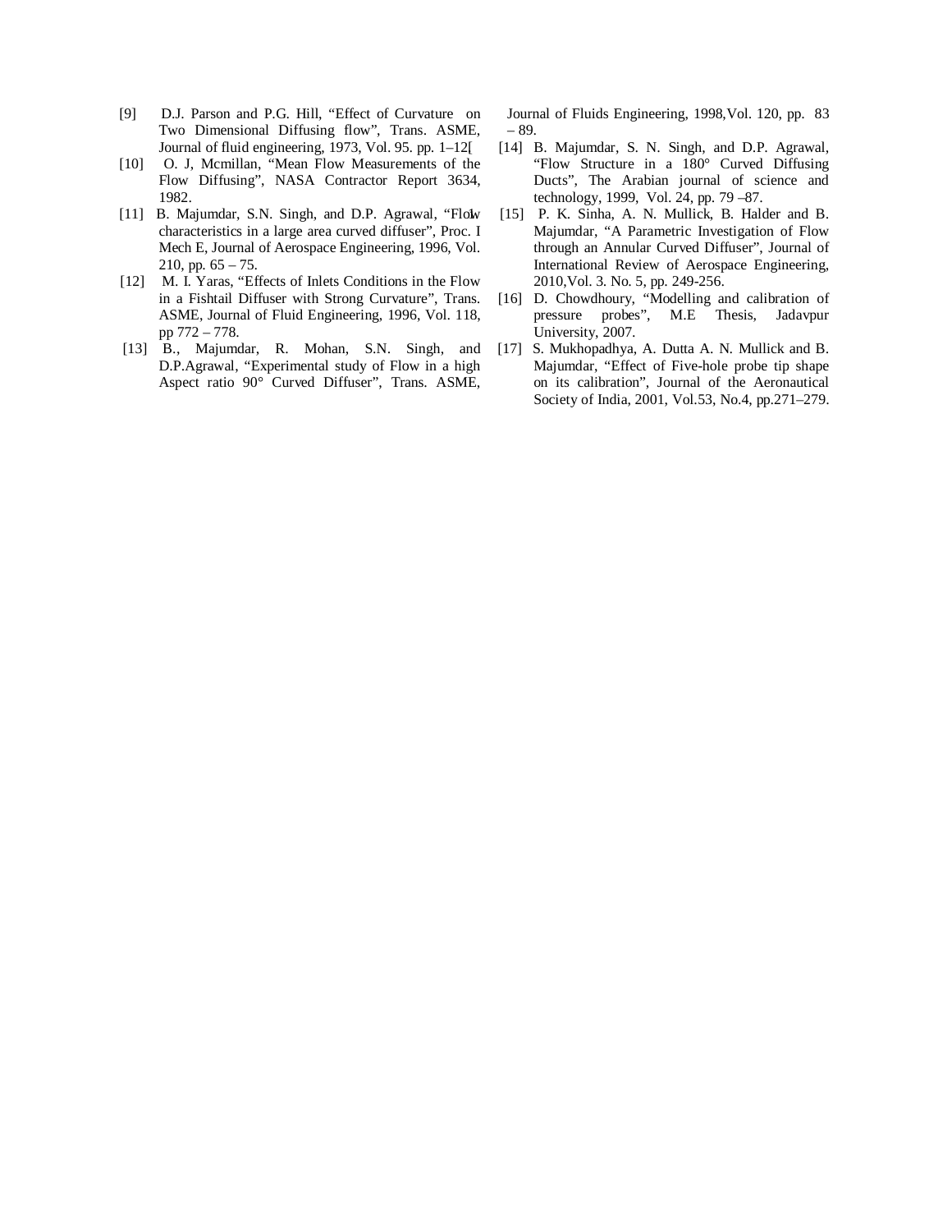[9] D.J. Parson and P.G. Hill, “Effect of Curvature on Two Dimensional Diffusing flow”, Trans. ASME, Journal of fluid engineering, 1973, Vol. 95. pp. 1–12[

[10] O. J, Mcmillan, “Mean Flow Measurements of the Flow Diffusing”, NASA Contractor Report 3634, 1982.

[11] B. Majumdar, S.N. Singh, and D.P. Agrawal, “Flow characteristics in a large area curved diffuser”, Proc. I Mech E, Journal of Aerospace Engineering, 1996, Vol. 210, pp. 65 – 75.

[12] M. I. Yaras, “Effects of Inlets Conditions in the Flow in a Fishtail Diffuser with Strong Curvature”, Trans. ASME, Journal of Fluid Engineering, 1996, Vol. 118, pp 772 – 778.

[13] B., Majumdar, R. Mohan, S.N. Singh, and D.P.Agrawal, “Experimental study of Flow in a high Aspect ratio 90° Curved Diffuser”, Trans. ASME, Journal of Fluids Engineering, 1998,Vol. 120, pp. 83 – 89.

[14] B. Majumdar, S. N. Singh, and D.P. Agrawal, “Flow Structure in a 180° Curved Diffusing Ducts”, The Arabian journal of science and technology, 1999, Vol. 24, pp. 79 –87.

[15] P. K. Sinha, A. N. Mullick, B. Halder and B. Majumdar, “A Parametric Investigation of Flow through an Annular Curved Diffuser”, Journal of International Review of Aerospace Engineering, 2010,Vol. 3. No. 5, pp. 249-256.

[16] D. Chowdhoury, “Modelling and calibration of pressure probes”, M.E Thesis, Jadavpur University, 2007.

[17] S. Mukhopadhya, A. Dutta A. N. Mullick and B. Majumdar, “Effect of Five-hole probe tip shape on its calibration”, Journal of the Aeronautical Society of India, 2001, Vol.53, No.4, pp.271–279.